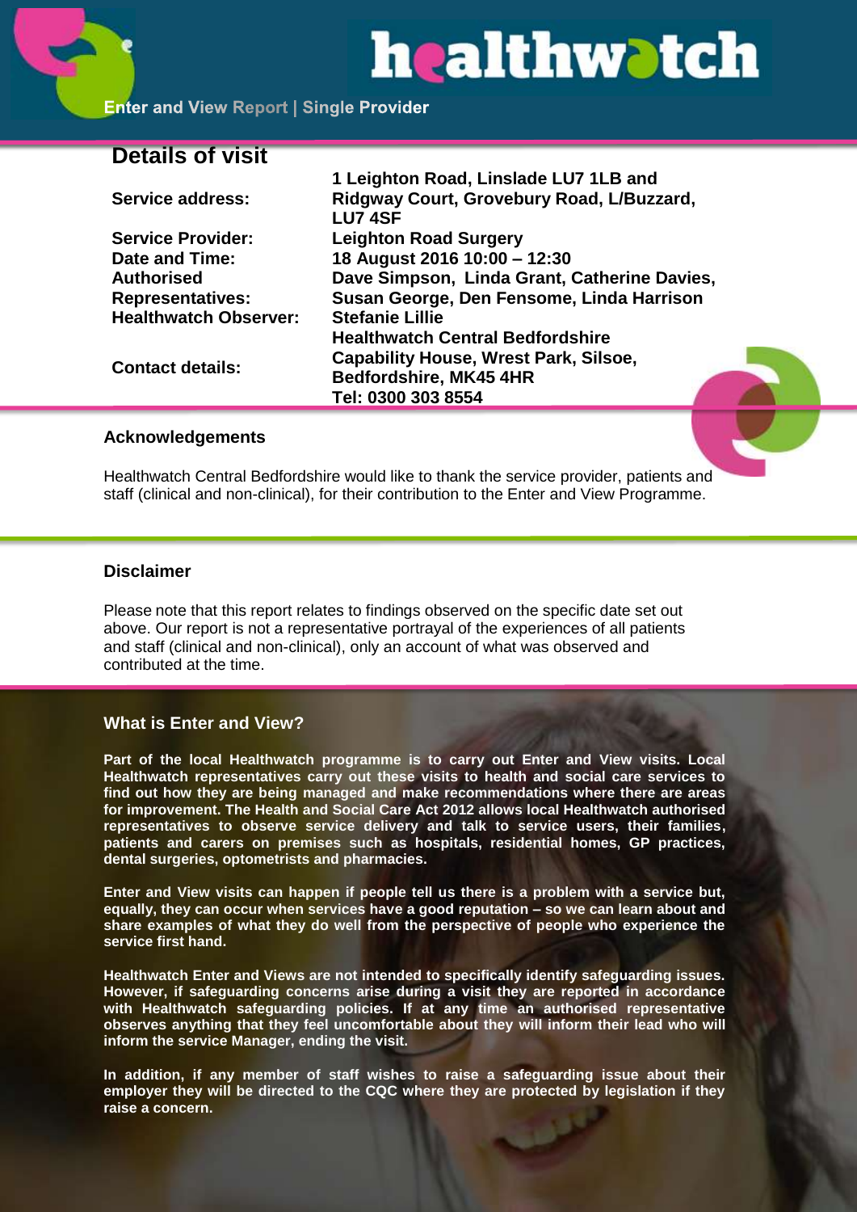# healthwatch

**Enter and View Report | Single Provider**

## Details of visit

| | |
|---|---|
| **Service address:** | **1 Leighton Road, Linslade LU7 1LB and Ridgway Court, Grovebury Road, L/Buzzard, LU7 4SF** |
| **Service Provider:** | **Leighton Road Surgery** |
| **Date and Time:** | **18 August 2016 10:00 – 12:30** |
| **Authorised Representatives:** | **Dave Simpson, Linda Grant, Catherine Davies, Susan George, Den Fensome, Linda Harrison** |
| **Healthwatch Observer:** | **Stefanie Lillie** |
| **Contact details:** | **Healthwatch Central Bedfordshire Capability House, Wrest Park, Silsoe, Bedfordshire, MK45 4HR Tel: 0300 303 8554** |

### Acknowledgements

Healthwatch Central Bedfordshire would like to thank the service provider, patients and staff (clinical and non-clinical), for their contribution to the Enter and View Programme.

### Disclaimer

Please note that this report relates to findings observed on the specific date set out above. Our report is not a representative portrayal of the experiences of all patients and staff (clinical and non-clinical), only an account of what was observed and contributed at the time.

### What is Enter and View?

**Part of the local Healthwatch programme is to carry out Enter and View visits. Local Healthwatch representatives carry out these visits to health and social care services to find out how they are being managed and make recommendations where there are areas for improvement. The Health and Social Care Act 2012 allows local Healthwatch authorised representatives to observe service delivery and talk to service users, their families, patients and carers on premises such as hospitals, residential homes, GP practices, dental surgeries, optometrists and pharmacies.**

**Enter and View visits can happen if people tell us there is a problem with a service but, equally, they can occur when services have a good reputation – so we can learn about and share examples of what they do well from the perspective of people who experience the service first hand.**

**Healthwatch Enter and Views are not intended to specifically identify safeguarding issues. However, if safeguarding concerns arise during a visit they are reported in accordance with Healthwatch safeguarding policies. If at any time an authorised representative observes anything that they feel uncomfortable about they will inform their lead who will inform the service Manager, ending the visit.**

**In addition, if any member of staff wishes to raise a safeguarding issue about their employer they will be directed to the CQC where they are protected by legislation if they raise a concern.**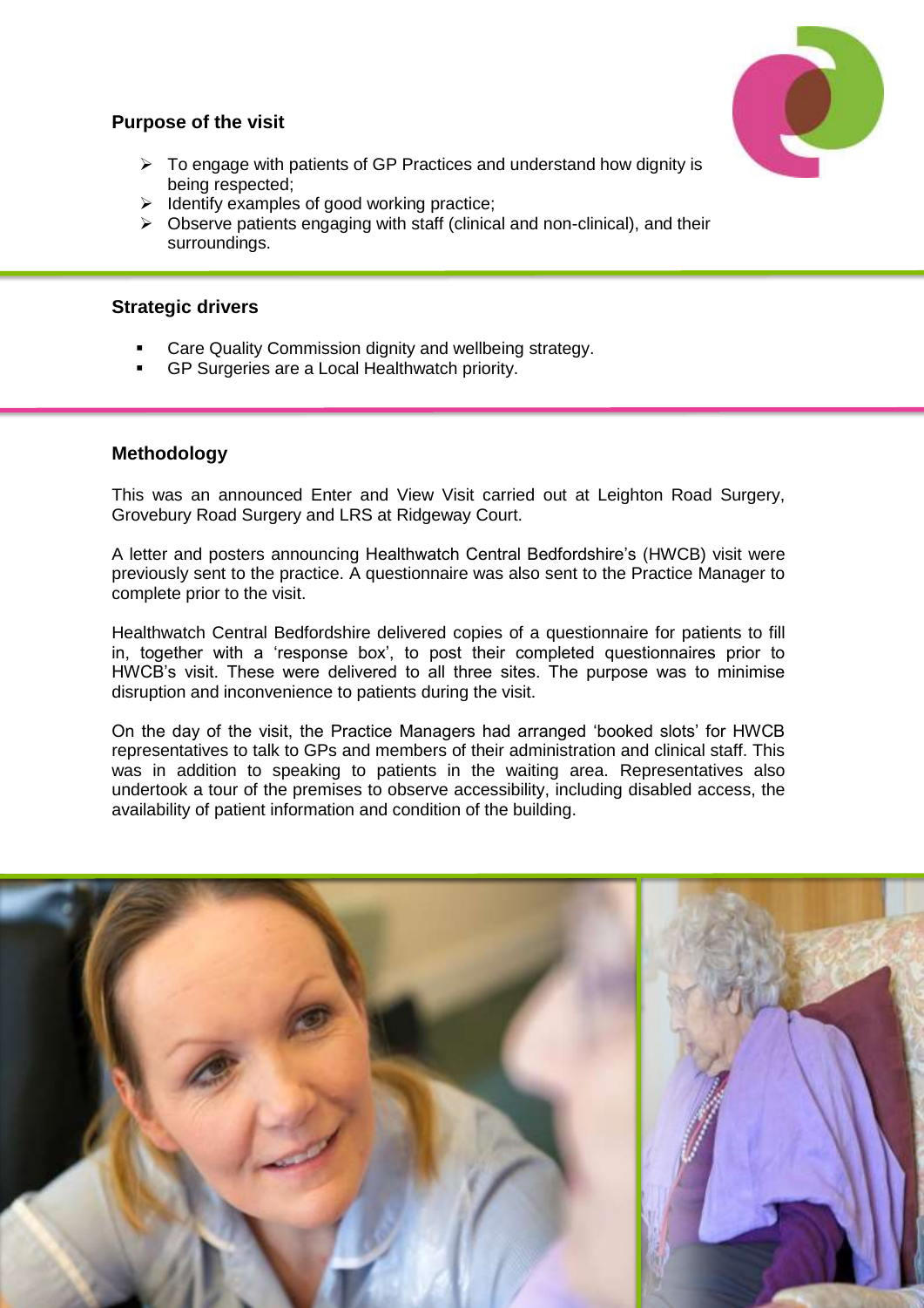## Purpose of the visit

- To engage with patients of GP Practices and understand how dignity is being respected;
- Identify examples of good working practice;
- Observe patients engaging with staff (clinical and non-clinical), and their surroundings.

## Strategic drivers

- Care Quality Commission dignity and wellbeing strategy.
- GP Surgeries are a Local Healthwatch priority.

## Methodology

This was an announced Enter and View Visit carried out at Leighton Road Surgery, Grovebury Road Surgery and LRS at Ridgeway Court.

A letter and posters announcing Healthwatch Central Bedfordshire's (HWCB) visit were previously sent to the practice. A questionnaire was also sent to the Practice Manager to complete prior to the visit.

Healthwatch Central Bedfordshire delivered copies of a questionnaire for patients to fill in, together with a 'response box', to post their completed questionnaires prior to HWCB's visit. These were delivered to all three sites. The purpose was to minimise disruption and inconvenience to patients during the visit.

On the day of the visit, the Practice Managers had arranged 'booked slots' for HWCB representatives to talk to GPs and members of their administration and clinical staff. This was in addition to speaking to patients in the waiting area. Representatives also undertook a tour of the premises to observe accessibility, including disabled access, the availability of patient information and condition of the building.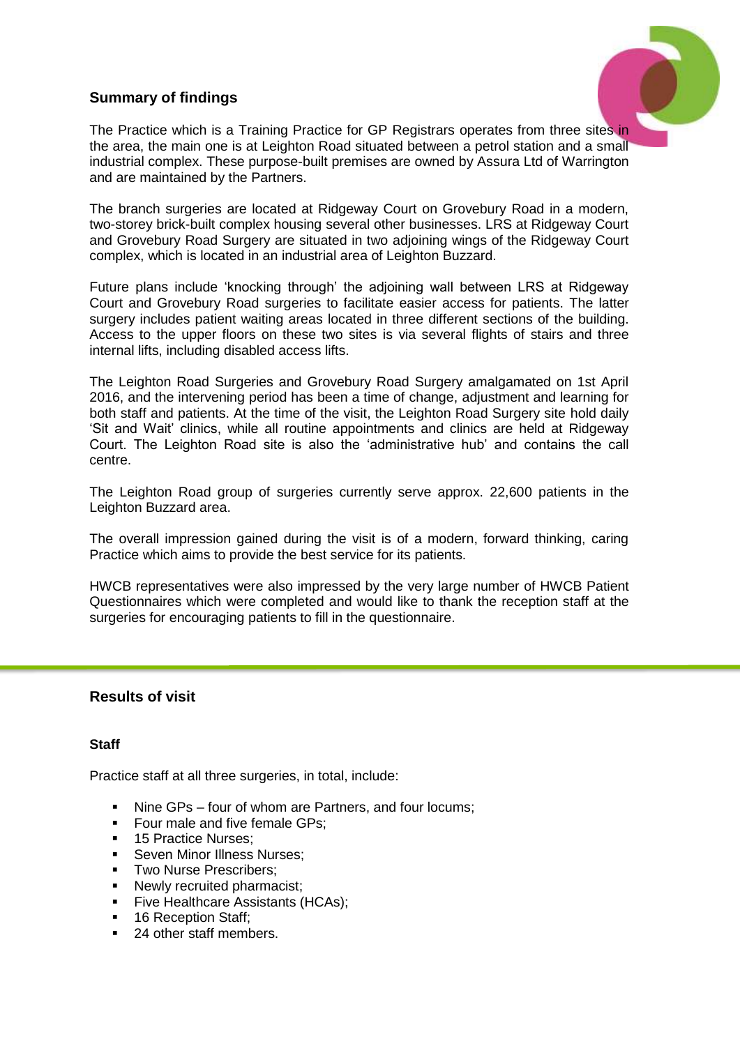## Summary of findings

The Practice which is a Training Practice for GP Registrars operates from three sites in the area, the main one is at Leighton Road situated between a petrol station and a small industrial complex. These purpose-built premises are owned by Assura Ltd of Warrington and are maintained by the Partners.

The branch surgeries are located at Ridgeway Court on Grovebury Road in a modern, two-storey brick-built complex housing several other businesses. LRS at Ridgeway Court and Grovebury Road Surgery are situated in two adjoining wings of the Ridgeway Court complex, which is located in an industrial area of Leighton Buzzard.

Future plans include 'knocking through' the adjoining wall between LRS at Ridgeway Court and Grovebury Road surgeries to facilitate easier access for patients. The latter surgery includes patient waiting areas located in three different sections of the building. Access to the upper floors on these two sites is via several flights of stairs and three internal lifts, including disabled access lifts.

The Leighton Road Surgeries and Grovebury Road Surgery amalgamated on 1st April 2016, and the intervening period has been a time of change, adjustment and learning for both staff and patients. At the time of the visit, the Leighton Road Surgery site hold daily 'Sit and Wait' clinics, while all routine appointments and clinics are held at Ridgeway Court. The Leighton Road site is also the 'administrative hub' and contains the call centre.

The Leighton Road group of surgeries currently serve approx. 22,600 patients in the Leighton Buzzard area.

The overall impression gained during the visit is of a modern, forward thinking, caring Practice which aims to provide the best service for its patients.

HWCB representatives were also impressed by the very large number of HWCB Patient Questionnaires which were completed and would like to thank the reception staff at the surgeries for encouraging patients to fill in the questionnaire.

## Results of visit

### Staff

Practice staff at all three surgeries, in total, include:

- Nine GPs – four of whom are Partners, and four locums;
- Four male and five female GPs;
- 15 Practice Nurses;
- Seven Minor Illness Nurses;
- Two Nurse Prescribers;
- Newly recruited pharmacist;
- Five Healthcare Assistants (HCAs);
- 16 Reception Staff;
- 24 other staff members.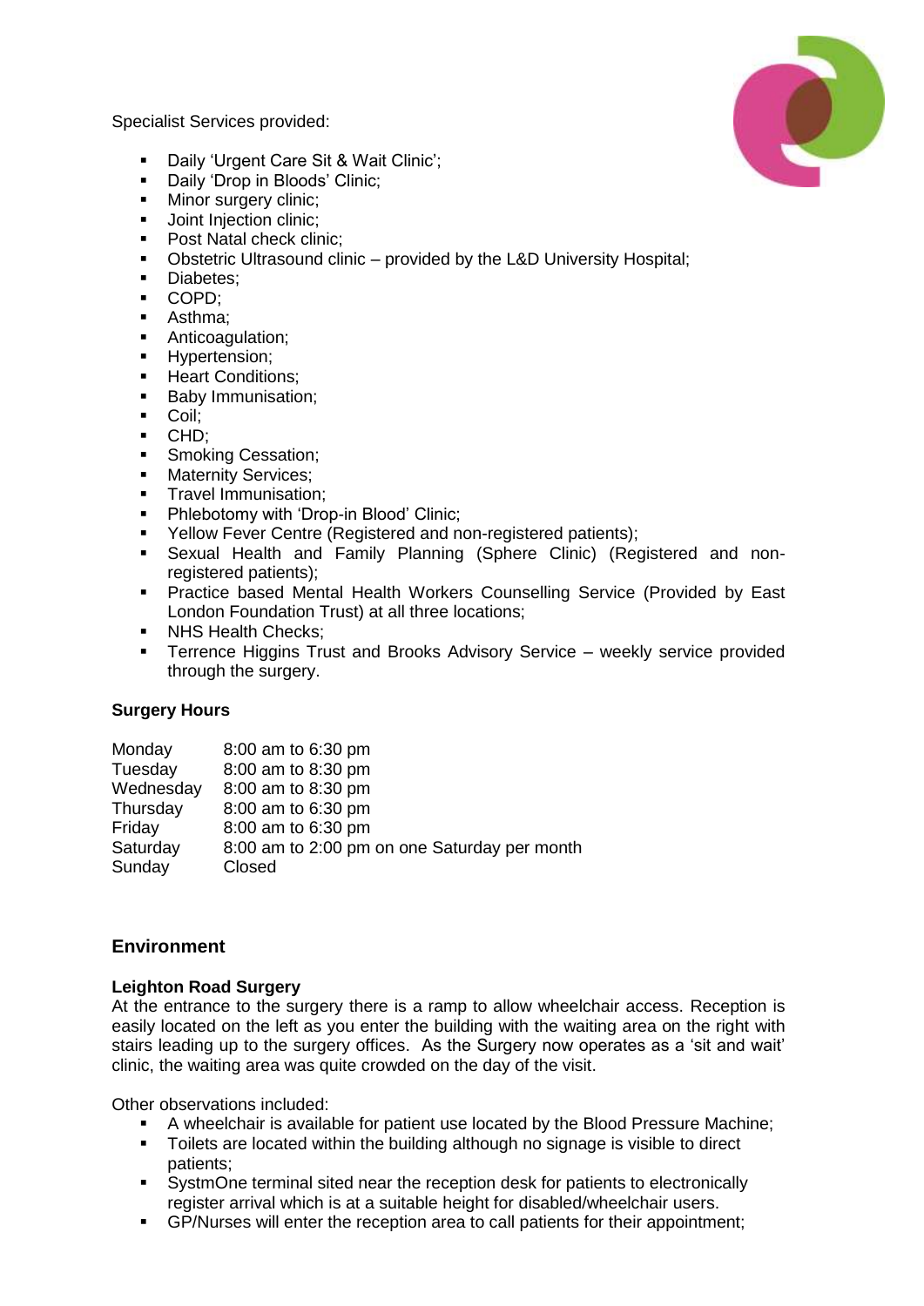Specialist Services provided:

- Daily 'Urgent Care Sit & Wait Clinic';
- Daily 'Drop in Bloods' Clinic;
- Minor surgery clinic;
- Joint Injection clinic;
- Post Natal check clinic;
- Obstetric Ultrasound clinic – provided by the L&D University Hospital;
- Diabetes;
- COPD;
- Asthma;
- Anticoagulation;
- Hypertension;
- Heart Conditions;
- Baby Immunisation;
- Coil;
- CHD;
- Smoking Cessation;
- Maternity Services;
- Travel Immunisation;
- Phlebotomy with 'Drop-in Blood' Clinic;
- Yellow Fever Centre (Registered and non-registered patients);
- Sexual Health and Family Planning (Sphere Clinic) (Registered and non-registered patients);
- Practice based Mental Health Workers Counselling Service (Provided by East London Foundation Trust) at all three locations;
- NHS Health Checks;
- Terrence Higgins Trust and Brooks Advisory Service – weekly service provided through the surgery.

**Surgery Hours**

| | |
|---|---|
| Monday | 8:00 am to 6:30 pm |
| Tuesday | 8:00 am to 8:30 pm |
| Wednesday | 8:00 am to 8:30 pm |
| Thursday | 8:00 am to 6:30 pm |
| Friday | 8:00 am to 6:30 pm |
| Saturday | 8:00 am to 2:00 pm on one Saturday per month |
| Sunday | Closed |

## Environment

**Leighton Road Surgery**

At the entrance to the surgery there is a ramp to allow wheelchair access. Reception is easily located on the left as you enter the building with the waiting area on the right with stairs leading up to the surgery offices. As the Surgery now operates as a 'sit and wait' clinic, the waiting area was quite crowded on the day of the visit.

Other observations included:

- A wheelchair is available for patient use located by the Blood Pressure Machine;
- Toilets are located within the building although no signage is visible to direct patients;
- SystmOne terminal sited near the reception desk for patients to electronically register arrival which is at a suitable height for disabled/wheelchair users.
- GP/Nurses will enter the reception area to call patients for their appointment;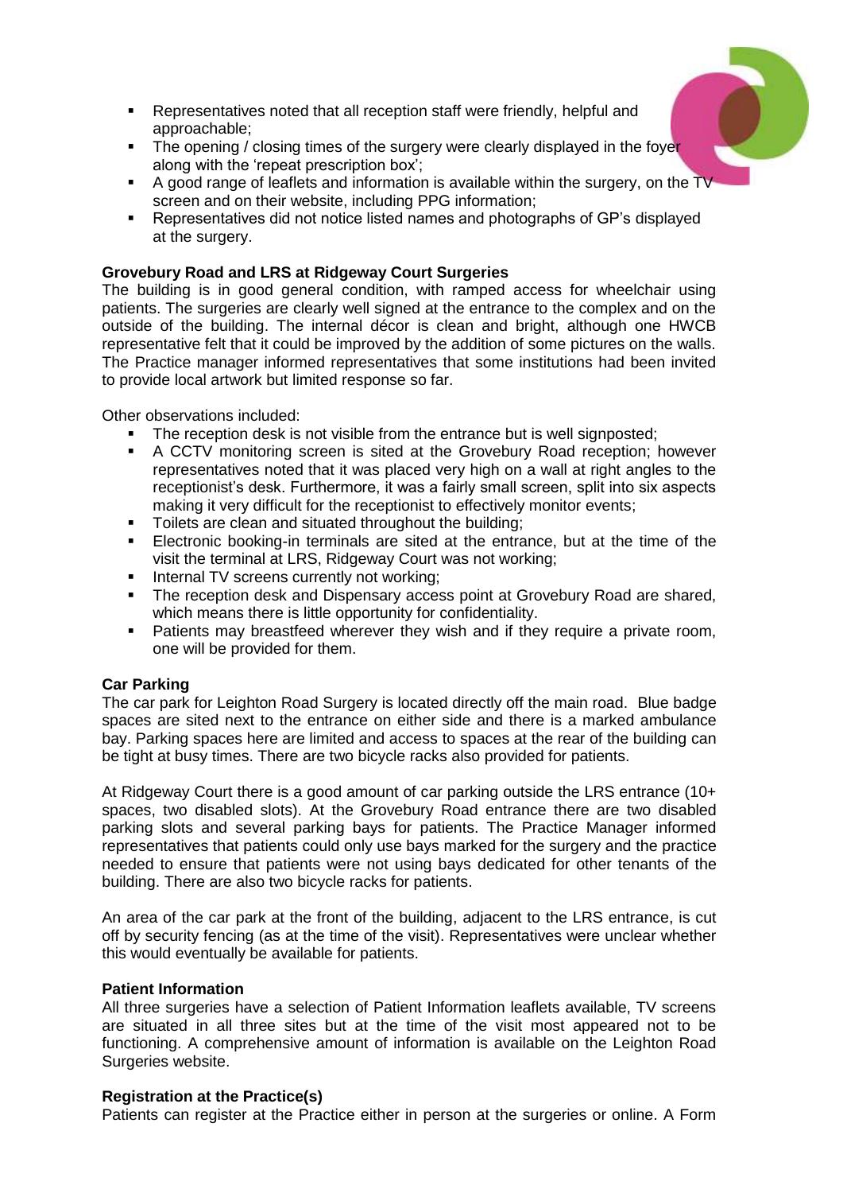- Representatives noted that all reception staff were friendly, helpful and approachable;
- The opening / closing times of the surgery were clearly displayed in the foyer along with the 'repeat prescription box';
- A good range of leaflets and information is available within the surgery, on the TV screen and on their website, including PPG information;
- Representatives did not notice listed names and photographs of GP's displayed at the surgery.

**Grovebury Road and LRS at Ridgeway Court Surgeries**

The building is in good general condition, with ramped access for wheelchair using patients. The surgeries are clearly well signed at the entrance to the complex and on the outside of the building. The internal décor is clean and bright, although one HWCB representative felt that it could be improved by the addition of some pictures on the walls. The Practice manager informed representatives that some institutions had been invited to provide local artwork but limited response so far.

Other observations included:

- The reception desk is not visible from the entrance but is well signposted;
- A CCTV monitoring screen is sited at the Grovebury Road reception; however representatives noted that it was placed very high on a wall at right angles to the receptionist's desk. Furthermore, it was a fairly small screen, split into six aspects making it very difficult for the receptionist to effectively monitor events;
- Toilets are clean and situated throughout the building;
- Electronic booking-in terminals are sited at the entrance, but at the time of the visit the terminal at LRS, Ridgeway Court was not working;
- Internal TV screens currently not working;
- The reception desk and Dispensary access point at Grovebury Road are shared, which means there is little opportunity for confidentiality.
- Patients may breastfeed wherever they wish and if they require a private room, one will be provided for them.

**Car Parking**

The car park for Leighton Road Surgery is located directly off the main road. Blue badge spaces are sited next to the entrance on either side and there is a marked ambulance bay. Parking spaces here are limited and access to spaces at the rear of the building can be tight at busy times. There are two bicycle racks also provided for patients.

At Ridgeway Court there is a good amount of car parking outside the LRS entrance (10+ spaces, two disabled slots). At the Grovebury Road entrance there are two disabled parking slots and several parking bays for patients. The Practice Manager informed representatives that patients could only use bays marked for the surgery and the practice needed to ensure that patients were not using bays dedicated for other tenants of the building. There are also two bicycle racks for patients.

An area of the car park at the front of the building, adjacent to the LRS entrance, is cut off by security fencing (as at the time of the visit). Representatives were unclear whether this would eventually be available for patients.

**Patient Information**

All three surgeries have a selection of Patient Information leaflets available, TV screens are situated in all three sites but at the time of the visit most appeared not to be functioning. A comprehensive amount of information is available on the Leighton Road Surgeries website.

**Registration at the Practice(s)**

Patients can register at the Practice either in person at the surgeries or online. A Form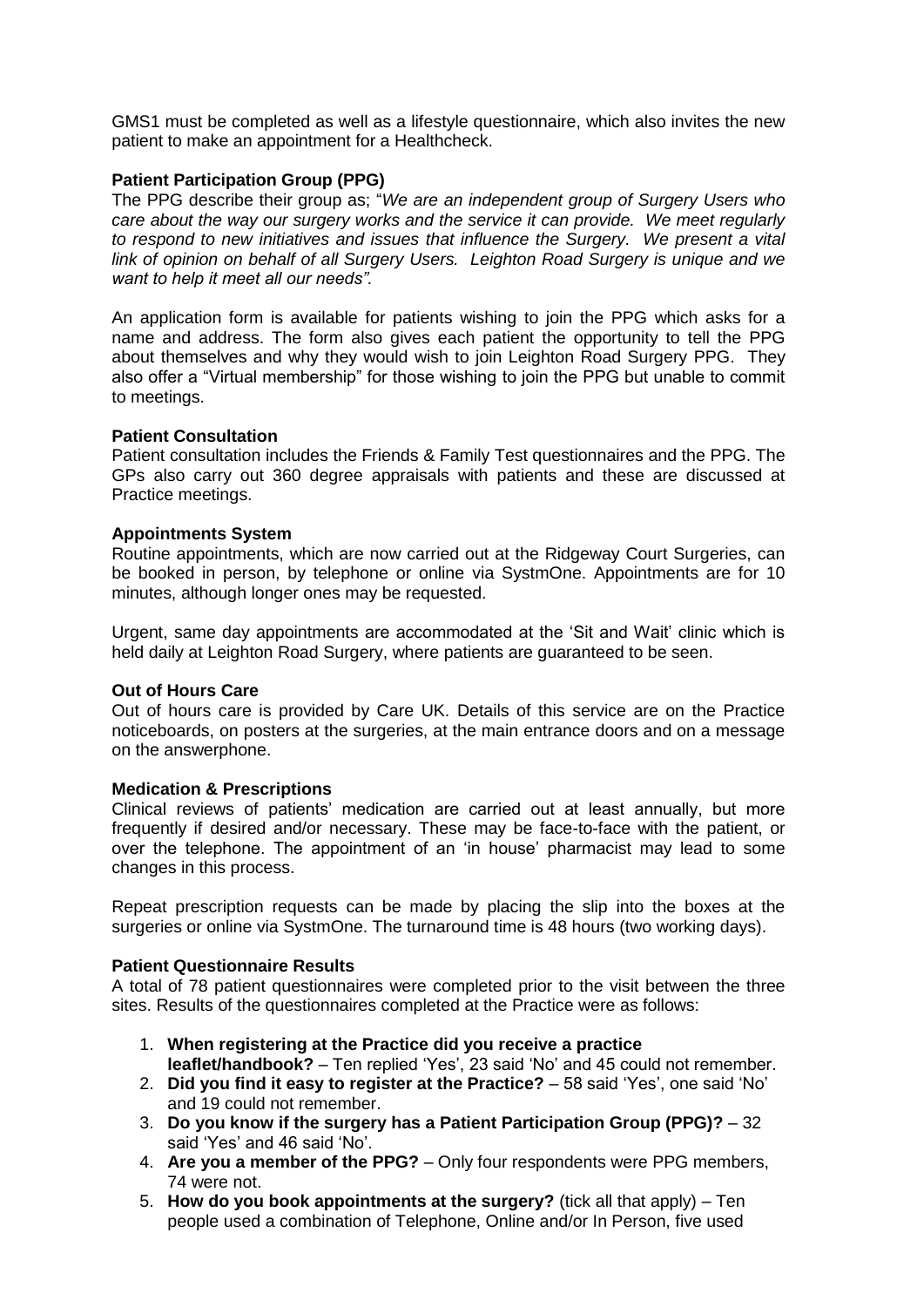GMS1 must be completed as well as a lifestyle questionnaire, which also invites the new patient to make an appointment for a Healthcheck.

**Patient Participation Group (PPG)**

The PPG describe their group as; "*We are an independent group of Surgery Users who care about the way our surgery works and the service it can provide. We meet regularly to respond to new initiatives and issues that influence the Surgery. We present a vital link of opinion on behalf of all Surgery Users. Leighton Road Surgery is unique and we want to help it meet all our needs".*

An application form is available for patients wishing to join the PPG which asks for a name and address. The form also gives each patient the opportunity to tell the PPG about themselves and why they would wish to join Leighton Road Surgery PPG. They also offer a "Virtual membership" for those wishing to join the PPG but unable to commit to meetings.

**Patient Consultation**

Patient consultation includes the Friends & Family Test questionnaires and the PPG. The GPs also carry out 360 degree appraisals with patients and these are discussed at Practice meetings.

**Appointments System**

Routine appointments, which are now carried out at the Ridgeway Court Surgeries, can be booked in person, by telephone or online via SystmOne. Appointments are for 10 minutes, although longer ones may be requested.

Urgent, same day appointments are accommodated at the 'Sit and Wait' clinic which is held daily at Leighton Road Surgery, where patients are guaranteed to be seen.

**Out of Hours Care**

Out of hours care is provided by Care UK. Details of this service are on the Practice noticeboards, on posters at the surgeries, at the main entrance doors and on a message on the answerphone.

**Medication & Prescriptions**

Clinical reviews of patients' medication are carried out at least annually, but more frequently if desired and/or necessary. These may be face-to-face with the patient, or over the telephone. The appointment of an 'in house' pharmacist may lead to some changes in this process.

Repeat prescription requests can be made by placing the slip into the boxes at the surgeries or online via SystmOne. The turnaround time is 48 hours (two working days).

**Patient Questionnaire Results**

A total of 78 patient questionnaires were completed prior to the visit between the three sites. Results of the questionnaires completed at the Practice were as follows:

1. **When registering at the Practice did you receive a practice leaflet/handbook?** – Ten replied 'Yes', 23 said 'No' and 45 could not remember.
2. **Did you find it easy to register at the Practice?** – 58 said 'Yes', one said 'No' and 19 could not remember.
3. **Do you know if the surgery has a Patient Participation Group (PPG)?** – 32 said 'Yes' and 46 said 'No'.
4. **Are you a member of the PPG?** – Only four respondents were PPG members, 74 were not.
5. **How do you book appointments at the surgery?** (tick all that apply) – Ten people used a combination of Telephone, Online and/or In Person, five used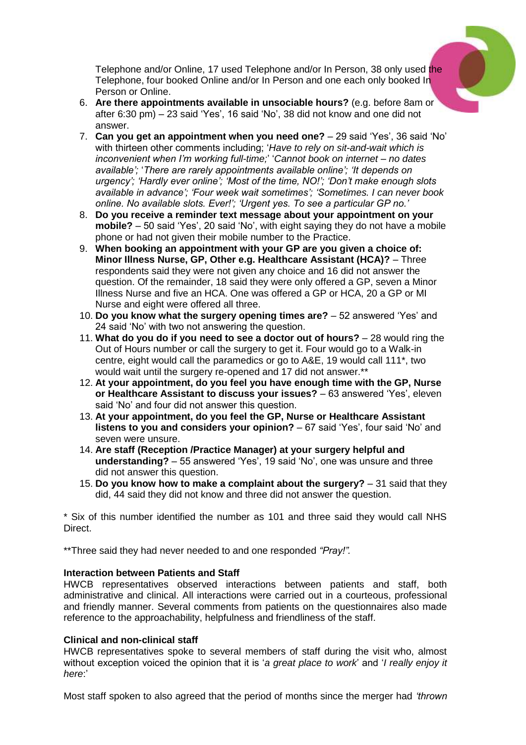Telephone and/or Online, 17 used Telephone and/or In Person, 38 only used the Telephone, four booked Online and/or In Person and one each only booked In Person or Online.

6. **Are there appointments available in unsociable hours?** (e.g. before 8am or after 6:30 pm) – 23 said 'Yes', 16 said 'No', 38 did not know and one did not answer.
7. **Can you get an appointment when you need one?** – 29 said 'Yes', 36 said 'No' with thirteen other comments including; '*Have to rely on sit-and-wait which is inconvenient when I'm working full-time;*' '*Cannot book on internet – no dates available'; 'There are rarely appointments available online'; 'It depends on urgency'; 'Hardly ever online'; 'Most of the time, NO!'; 'Don't make enough slots available in advance'; 'Four week wait sometimes'; 'Sometimes. I can never book online. No available slots. Ever!'; 'Urgent yes. To see a particular GP no.'*
8. **Do you receive a reminder text message about your appointment on your mobile?** – 50 said 'Yes', 20 said 'No', with eight saying they do not have a mobile phone or had not given their mobile number to the Practice.
9. **When booking an appointment with your GP are you given a choice of: Minor Illness Nurse, GP, Other e.g. Healthcare Assistant (HCA)?** – Three respondents said they were not given any choice and 16 did not answer the question. Of the remainder, 18 said they were only offered a GP, seven a Minor Illness Nurse and five an HCA. One was offered a GP or HCA, 20 a GP or MI Nurse and eight were offered all three.
10. **Do you know what the surgery opening times are?** – 52 answered 'Yes' and 24 said 'No' with two not answering the question.
11. **What do you do if you need to see a doctor out of hours?** – 28 would ring the Out of Hours number or call the surgery to get it. Four would go to a Walk-in centre, eight would call the paramedics or go to A&E, 19 would call 111*, two would wait until the surgery re-opened and 17 did not answer.**
12. **At your appointment, do you feel you have enough time with the GP, Nurse or Healthcare Assistant to discuss your issues?** – 63 answered 'Yes', eleven said 'No' and four did not answer this question.
13. **At your appointment, do you feel the GP, Nurse or Healthcare Assistant listens to you and considers your opinion?** – 67 said 'Yes', four said 'No' and seven were unsure.
14. **Are staff (Reception /Practice Manager) at your surgery helpful and understanding?** – 55 answered 'Yes', 19 said 'No', one was unsure and three did not answer this question.
15. **Do you know how to make a complaint about the surgery?** – 31 said that they did, 44 said they did not know and three did not answer the question.

* Six of this number identified the number as 101 and three said they would call NHS Direct.

**Three said they had never needed to and one responded *"Pray!".*

**Interaction between Patients and Staff**

HWCB representatives observed interactions between patients and staff, both administrative and clinical. All interactions were carried out in a courteous, professional and friendly manner. Several comments from patients on the questionnaires also made reference to the approachability, helpfulness and friendliness of the staff.

**Clinical and non-clinical staff**

HWCB representatives spoke to several members of staff during the visit who, almost without exception voiced the opinion that it is '*a great place to work*' and '*I really enjoy it here*:'

Most staff spoken to also agreed that the period of months since the merger had *'thrown*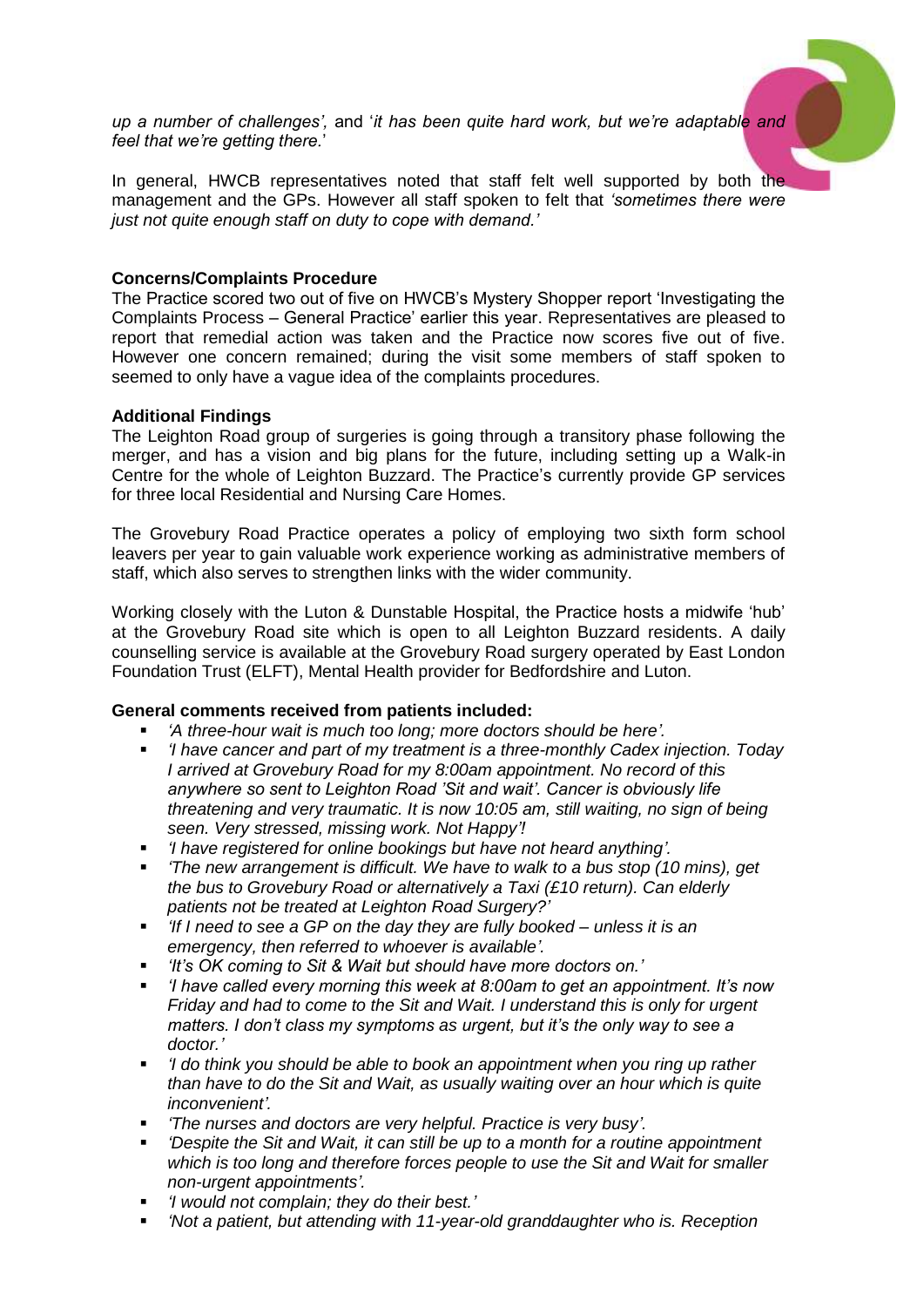*up a number of challenges',* and '*it has been quite hard work, but we're adaptable and feel that we're getting there.*'

In general, HWCB representatives noted that staff felt well supported by both the management and the GPs. However all staff spoken to felt that *'sometimes there were just not quite enough staff on duty to cope with demand.'*

**Concerns/Complaints Procedure**

The Practice scored two out of five on HWCB's Mystery Shopper report 'Investigating the Complaints Process – General Practice' earlier this year. Representatives are pleased to report that remedial action was taken and the Practice now scores five out of five. However one concern remained; during the visit some members of staff spoken to seemed to only have a vague idea of the complaints procedures.

**Additional Findings**

The Leighton Road group of surgeries is going through a transitory phase following the merger, and has a vision and big plans for the future, including setting up a Walk-in Centre for the whole of Leighton Buzzard. The Practice's currently provide GP services for three local Residential and Nursing Care Homes.

The Grovebury Road Practice operates a policy of employing two sixth form school leavers per year to gain valuable work experience working as administrative members of staff, which also serves to strengthen links with the wider community.

Working closely with the Luton & Dunstable Hospital, the Practice hosts a midwife 'hub' at the Grovebury Road site which is open to all Leighton Buzzard residents. A daily counselling service is available at the Grovebury Road surgery operated by East London Foundation Trust (ELFT), Mental Health provider for Bedfordshire and Luton.

**General comments received from patients included:**

- *'A three-hour wait is much too long; more doctors should be here'.*
- *'I have cancer and part of my treatment is a three-monthly Cadex injection. Today I arrived at Grovebury Road for my 8:00am appointment. No record of this anywhere so sent to Leighton Road 'Sit and wait'. Cancer is obviously life threatening and very traumatic. It is now 10:05 am, still waiting, no sign of being seen. Very stressed, missing work. Not Happy'!*
- *'I have registered for online bookings but have not heard anything'.*
- *'The new arrangement is difficult. We have to walk to a bus stop (10 mins), get the bus to Grovebury Road or alternatively a Taxi (£10 return). Can elderly patients not be treated at Leighton Road Surgery?'*
- *'If I need to see a GP on the day they are fully booked – unless it is an emergency, then referred to whoever is available'.*
- *'It's OK coming to Sit & Wait but should have more doctors on.'*
- *'I have called every morning this week at 8:00am to get an appointment. It's now Friday and had to come to the Sit and Wait. I understand this is only for urgent matters. I don't class my symptoms as urgent, but it's the only way to see a doctor.'*
- *'I do think you should be able to book an appointment when you ring up rather than have to do the Sit and Wait, as usually waiting over an hour which is quite inconvenient'.*
- *'The nurses and doctors are very helpful. Practice is very busy'.*
- *'Despite the Sit and Wait, it can still be up to a month for a routine appointment which is too long and therefore forces people to use the Sit and Wait for smaller non-urgent appointments'.*
- *'I would not complain; they do their best.'*
- *'Not a patient, but attending with 11-year-old granddaughter who is. Reception*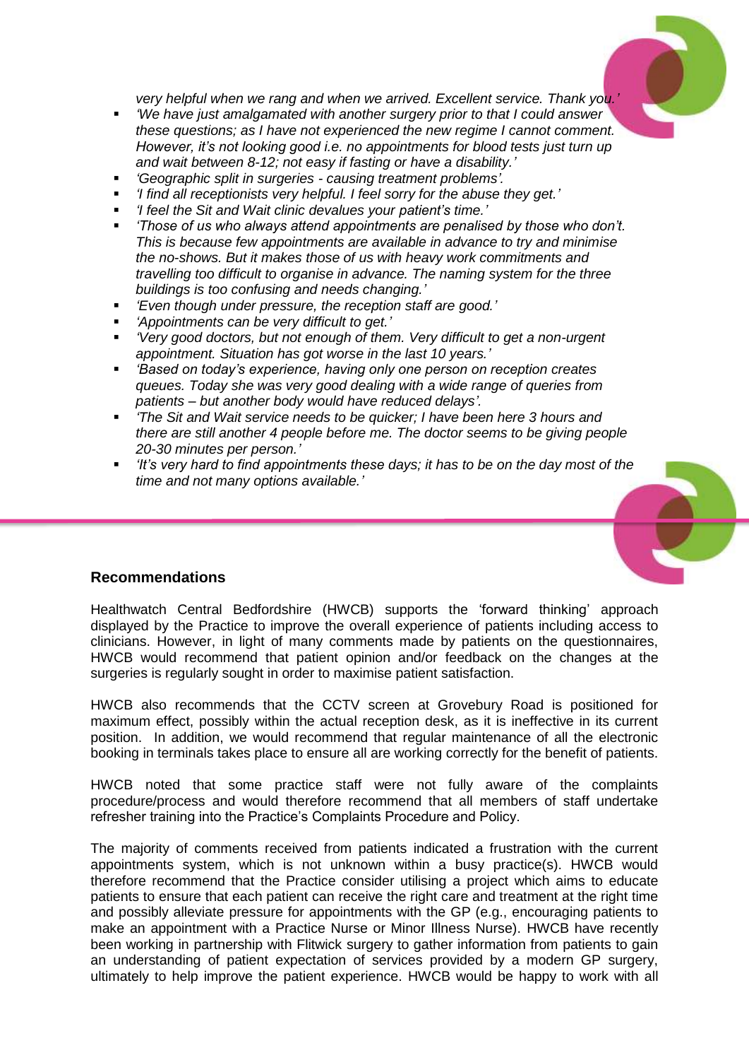*very helpful when we rang and when we arrived. Excellent service. Thank you.'*

- *'We have just amalgamated with another surgery prior to that I could answer these questions; as I have not experienced the new regime I cannot comment. However, it's not looking good i.e. no appointments for blood tests just turn up and wait between 8-12; not easy if fasting or have a disability.'*
- *'Geographic split in surgeries - causing treatment problems'.*
- *'I find all receptionists very helpful. I feel sorry for the abuse they get.'*
- *'I feel the Sit and Wait clinic devalues your patient's time.'*
- *'Those of us who always attend appointments are penalised by those who don't. This is because few appointments are available in advance to try and minimise the no-shows. But it makes those of us with heavy work commitments and travelling too difficult to organise in advance. The naming system for the three buildings is too confusing and needs changing.'*
- *'Even though under pressure, the reception staff are good.'*
- *'Appointments can be very difficult to get.'*
- *'Very good doctors, but not enough of them. Very difficult to get a non-urgent appointment. Situation has got worse in the last 10 years.'*
- *'Based on today's experience, having only one person on reception creates queues. Today she was very good dealing with a wide range of queries from patients – but another body would have reduced delays'.*
- *'The Sit and Wait service needs to be quicker; I have been here 3 hours and there are still another 4 people before me. The doctor seems to be giving people 20-30 minutes per person.'*
- *'It's very hard to find appointments these days; it has to be on the day most of the time and not many options available.'*

## Recommendations

Healthwatch Central Bedfordshire (HWCB) supports the 'forward thinking' approach displayed by the Practice to improve the overall experience of patients including access to clinicians. However, in light of many comments made by patients on the questionnaires, HWCB would recommend that patient opinion and/or feedback on the changes at the surgeries is regularly sought in order to maximise patient satisfaction.

HWCB also recommends that the CCTV screen at Grovebury Road is positioned for maximum effect, possibly within the actual reception desk, as it is ineffective in its current position. In addition, we would recommend that regular maintenance of all the electronic booking in terminals takes place to ensure all are working correctly for the benefit of patients.

HWCB noted that some practice staff were not fully aware of the complaints procedure/process and would therefore recommend that all members of staff undertake refresher training into the Practice's Complaints Procedure and Policy.

The majority of comments received from patients indicated a frustration with the current appointments system, which is not unknown within a busy practice(s). HWCB would therefore recommend that the Practice consider utilising a project which aims to educate patients to ensure that each patient can receive the right care and treatment at the right time and possibly alleviate pressure for appointments with the GP (e.g., encouraging patients to make an appointment with a Practice Nurse or Minor Illness Nurse). HWCB have recently been working in partnership with Flitwick surgery to gather information from patients to gain an understanding of patient expectation of services provided by a modern GP surgery, ultimately to help improve the patient experience. HWCB would be happy to work with all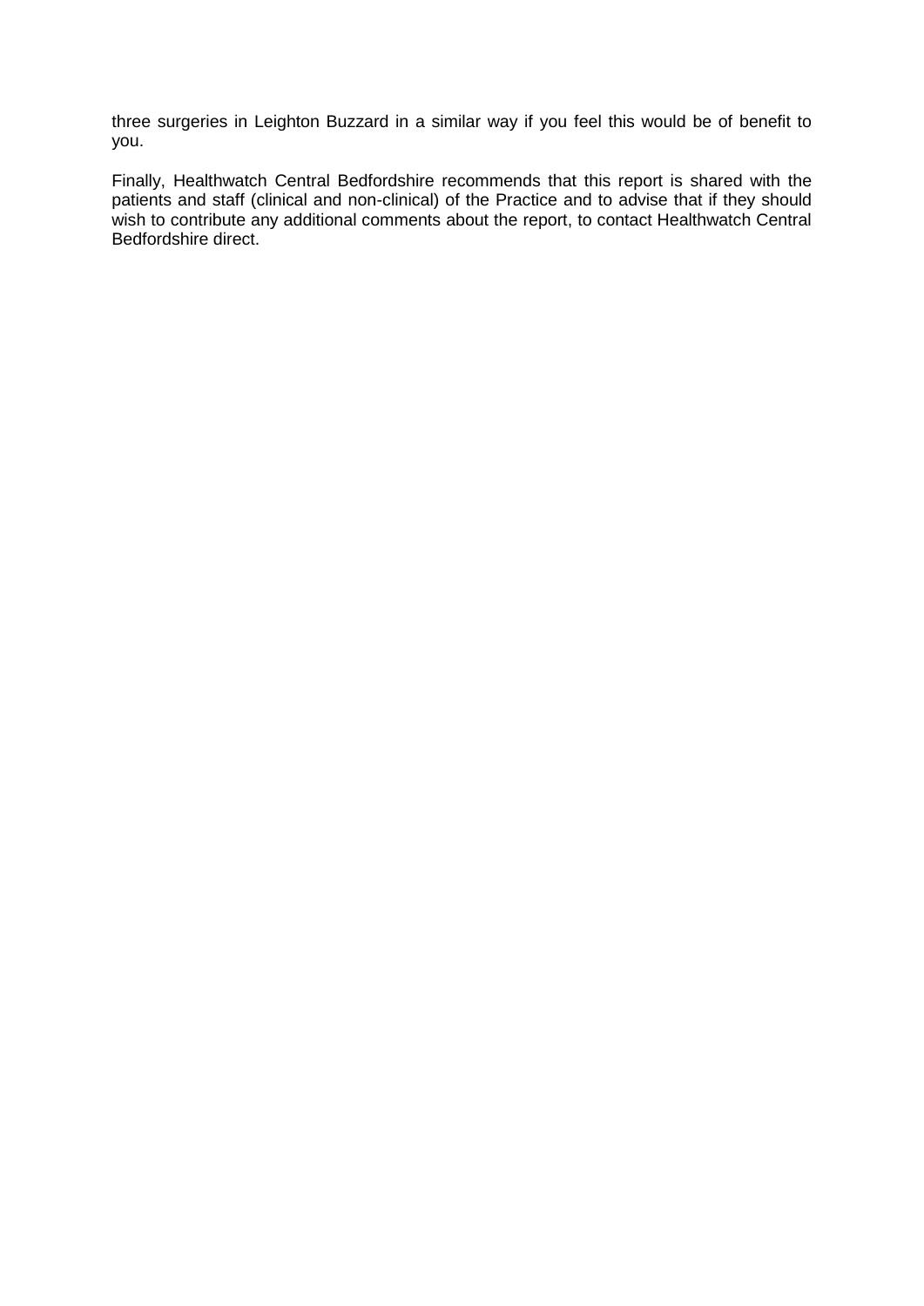three surgeries in Leighton Buzzard in a similar way if you feel this would be of benefit to you.

Finally, Healthwatch Central Bedfordshire recommends that this report is shared with the patients and staff (clinical and non-clinical) of the Practice and to advise that if they should wish to contribute any additional comments about the report, to contact Healthwatch Central Bedfordshire direct.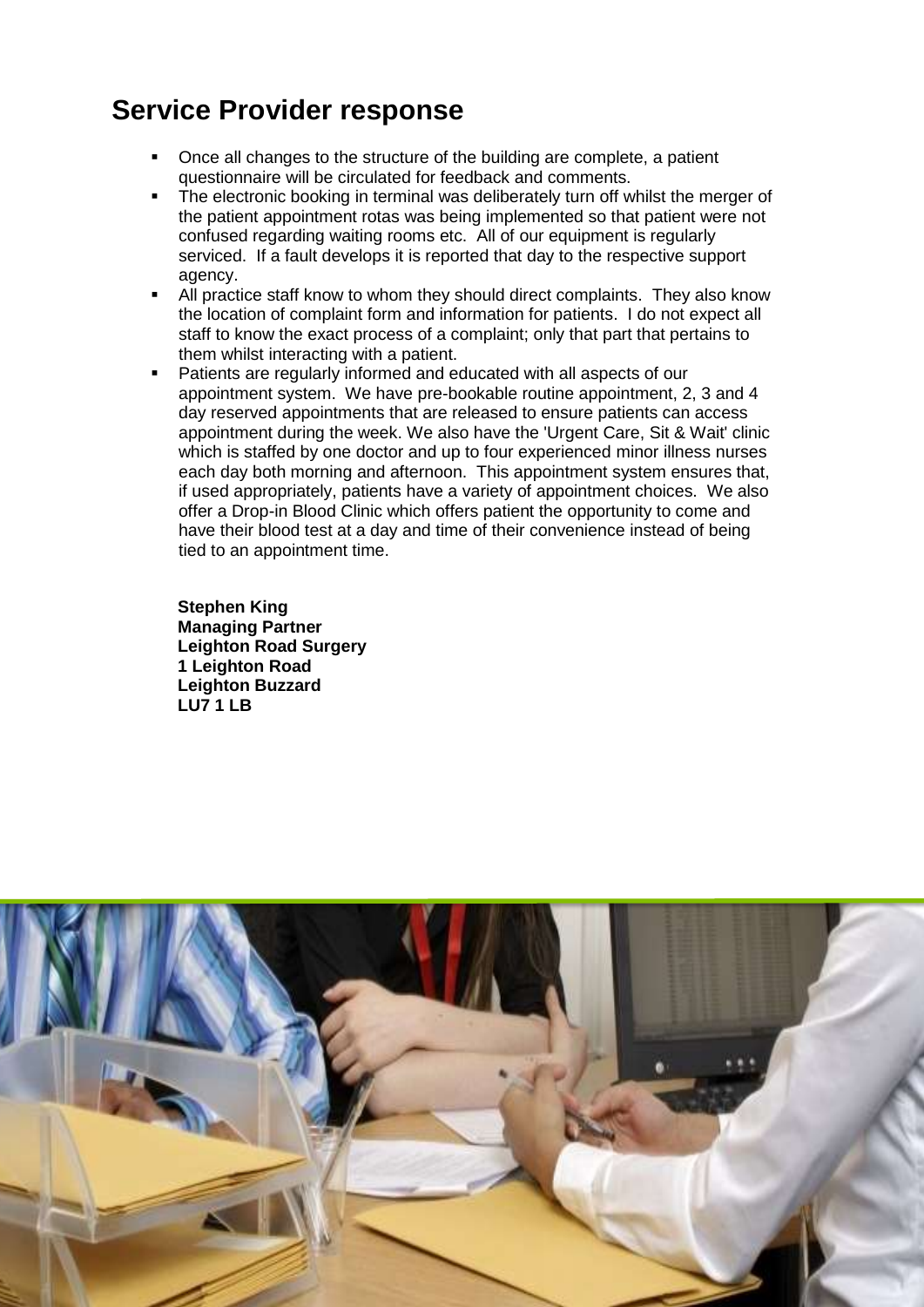## Service Provider response

- Once all changes to the structure of the building are complete, a patient questionnaire will be circulated for feedback and comments.
- The electronic booking in terminal was deliberately turn off whilst the merger of the patient appointment rotas was being implemented so that patient were not confused regarding waiting rooms etc. All of our equipment is regularly serviced. If a fault develops it is reported that day to the respective support agency.
- All practice staff know to whom they should direct complaints. They also know the location of complaint form and information for patients. I do not expect all staff to know the exact process of a complaint; only that part that pertains to them whilst interacting with a patient.
- Patients are regularly informed and educated with all aspects of our appointment system. We have pre-bookable routine appointment, 2, 3 and 4 day reserved appointments that are released to ensure patients can access appointment during the week. We also have the 'Urgent Care, Sit & Wait' clinic which is staffed by one doctor and up to four experienced minor illness nurses each day both morning and afternoon. This appointment system ensures that, if used appropriately, patients have a variety of appointment choices. We also offer a Drop-in Blood Clinic which offers patient the opportunity to come and have their blood test at a day and time of their convenience instead of being tied to an appointment time.

**Stephen King**
**Managing Partner**
**Leighton Road Surgery**
**1 Leighton Road**
**Leighton Buzzard**
**LU7 1 LB**